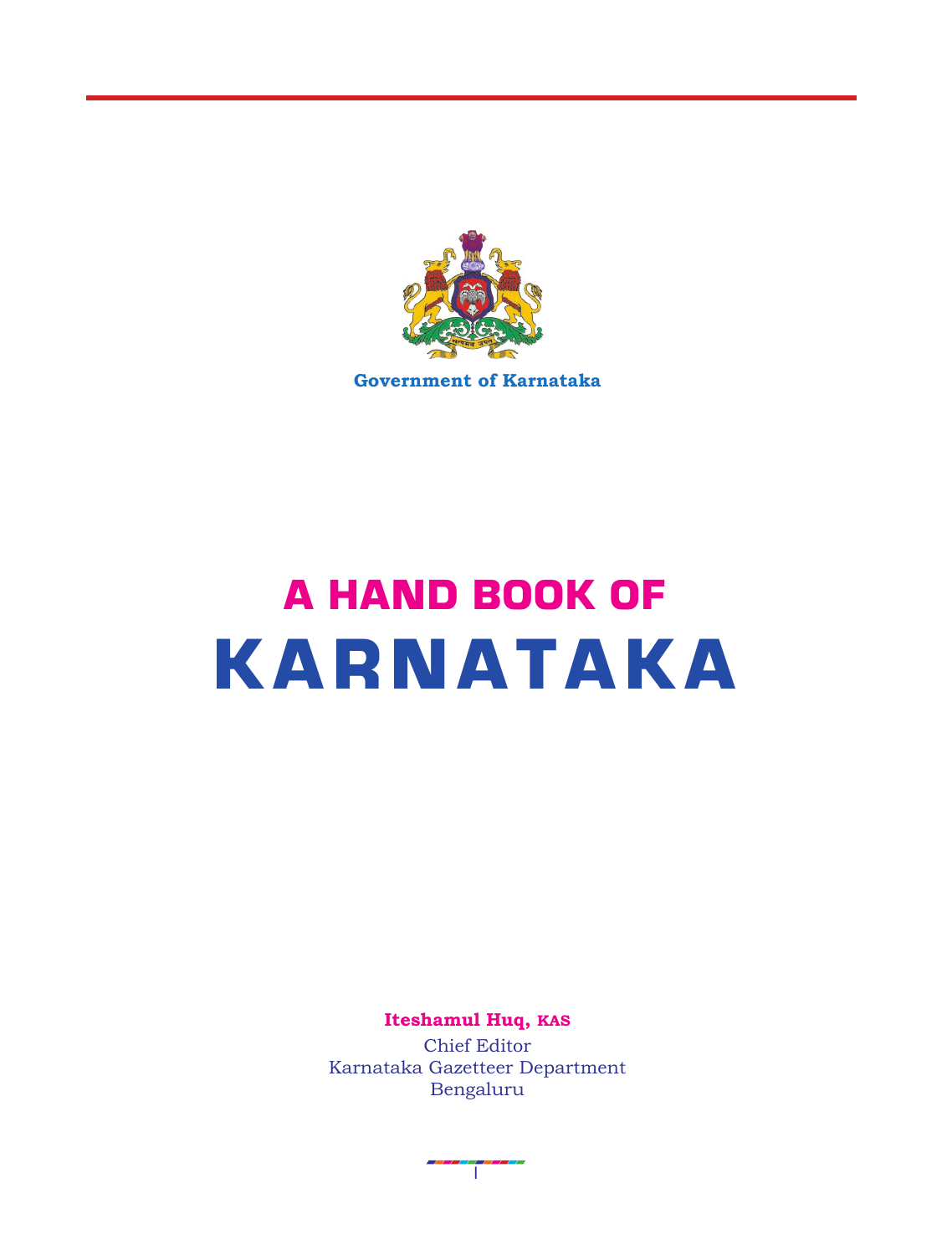Government of Karnataka

# A HAND BOOK OF
# KARNATAKA

**Iteshamul Huq, KAS**

Chief Editor
Karnataka Gazetteer Department
Bengaluru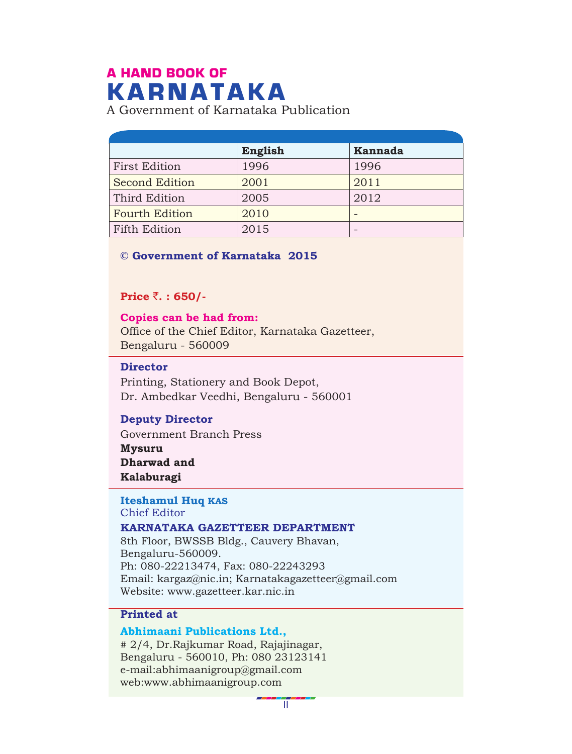**A HAND BOOK OF**

# KARNATAKA

A Government of Karnataka Publication

| | English | Kannada |
|---|---|---|
| First Edition | 1996 | 1996 |
| Second Edition | 2001 | 2011 |
| Third Edition | 2005 | 2012 |
| Fourth Edition | 2010 | - |
| Fifth Edition | 2015 | - |

**© Government of Karnataka 2015**

**Price ₹. : 650/-**

**Copies can be had from:**
Office of the Chief Editor, Karnataka Gazetteer,
Bengaluru - 560009

**Director**
Printing, Stationery and Book Depot,
Dr. Ambedkar Veedhi, Bengaluru - 560001

**Deputy Director**
Government Branch Press
**Mysuru**
**Dharwad and**
**Kalaburagi**

**Iteshamul Huq KAS**
Chief Editor
**KARNATAKA GAZETTEER DEPARTMENT**
8th Floor, BWSSB Bldg., Cauvery Bhavan,
Bengaluru-560009.
Ph: 080-22213474, Fax: 080-22243293
Email: kargaz@nic.in; Karnatakagazetteer@gmail.com
Website: www.gazetteer.kar.nic.in

**Printed at**

**Abhimaani Publications Ltd.,**
# 2/4, Dr.Rajkumar Road, Rajajinagar,
Bengaluru - 560010, Ph: 080 23123141
e-mail:abhimaanigroup@gmail.com
web:www.abhimaanigroup.com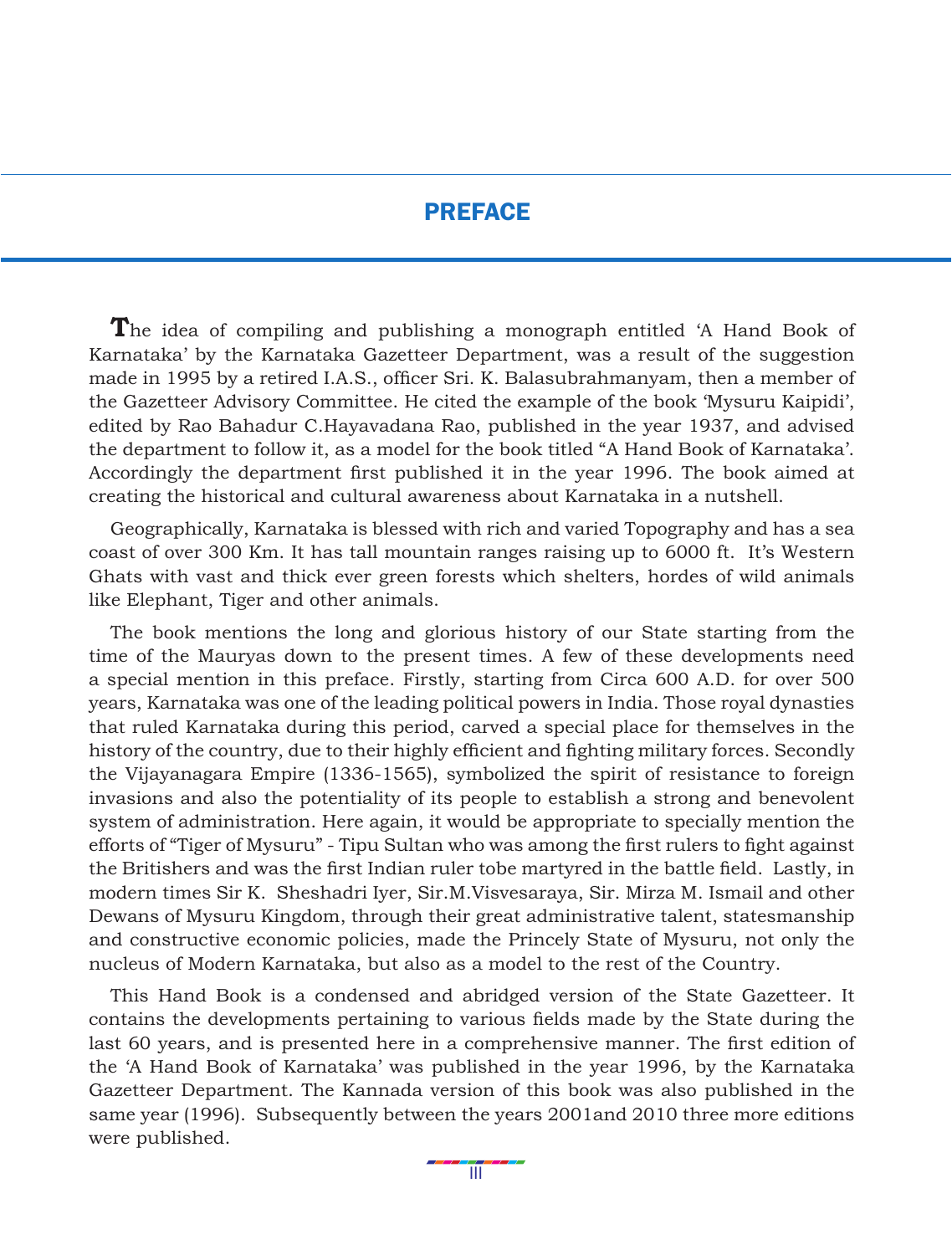# PREFACE

The idea of compiling and publishing a monograph entitled 'A Hand Book of Karnataka' by the Karnataka Gazetteer Department, was a result of the suggestion made in 1995 by a retired I.A.S., officer Sri. K. Balasubrahmanyam, then a member of the Gazetteer Advisory Committee. He cited the example of the book 'Mysuru Kaipidi', edited by Rao Bahadur C.Hayavadana Rao, published in the year 1937, and advised the department to follow it, as a model for the book titled "A Hand Book of Karnataka'. Accordingly the department first published it in the year 1996. The book aimed at creating the historical and cultural awareness about Karnataka in a nutshell.

Geographically, Karnataka is blessed with rich and varied Topography and has a sea coast of over 300 Km. It has tall mountain ranges raising up to 6000 ft. It's Western Ghats with vast and thick ever green forests which shelters, hordes of wild animals like Elephant, Tiger and other animals.

The book mentions the long and glorious history of our State starting from the time of the Mauryas down to the present times. A few of these developments need a special mention in this preface. Firstly, starting from Circa 600 A.D. for over 500 years, Karnataka was one of the leading political powers in India. Those royal dynasties that ruled Karnataka during this period, carved a special place for themselves in the history of the country, due to their highly efficient and fighting military forces. Secondly the Vijayanagara Empire (1336-1565), symbolized the spirit of resistance to foreign invasions and also the potentiality of its people to establish a strong and benevolent system of administration. Here again, it would be appropriate to specially mention the efforts of "Tiger of Mysuru" - Tipu Sultan who was among the first rulers to fight against the Britishers and was the first Indian ruler tobe martyred in the battle field. Lastly, in modern times Sir K. Sheshadri Iyer, Sir.M.Visvesaraya, Sir. Mirza M. Ismail and other Dewans of Mysuru Kingdom, through their great administrative talent, statesmanship and constructive economic policies, made the Princely State of Mysuru, not only the nucleus of Modern Karnataka, but also as a model to the rest of the Country.

This Hand Book is a condensed and abridged version of the State Gazetteer. It contains the developments pertaining to various fields made by the State during the last 60 years, and is presented here in a comprehensive manner. The first edition of the 'A Hand Book of Karnataka' was published in the year 1996, by the Karnataka Gazetteer Department. The Kannada version of this book was also published in the same year (1996). Subsequently between the years 2001and 2010 three more editions were published.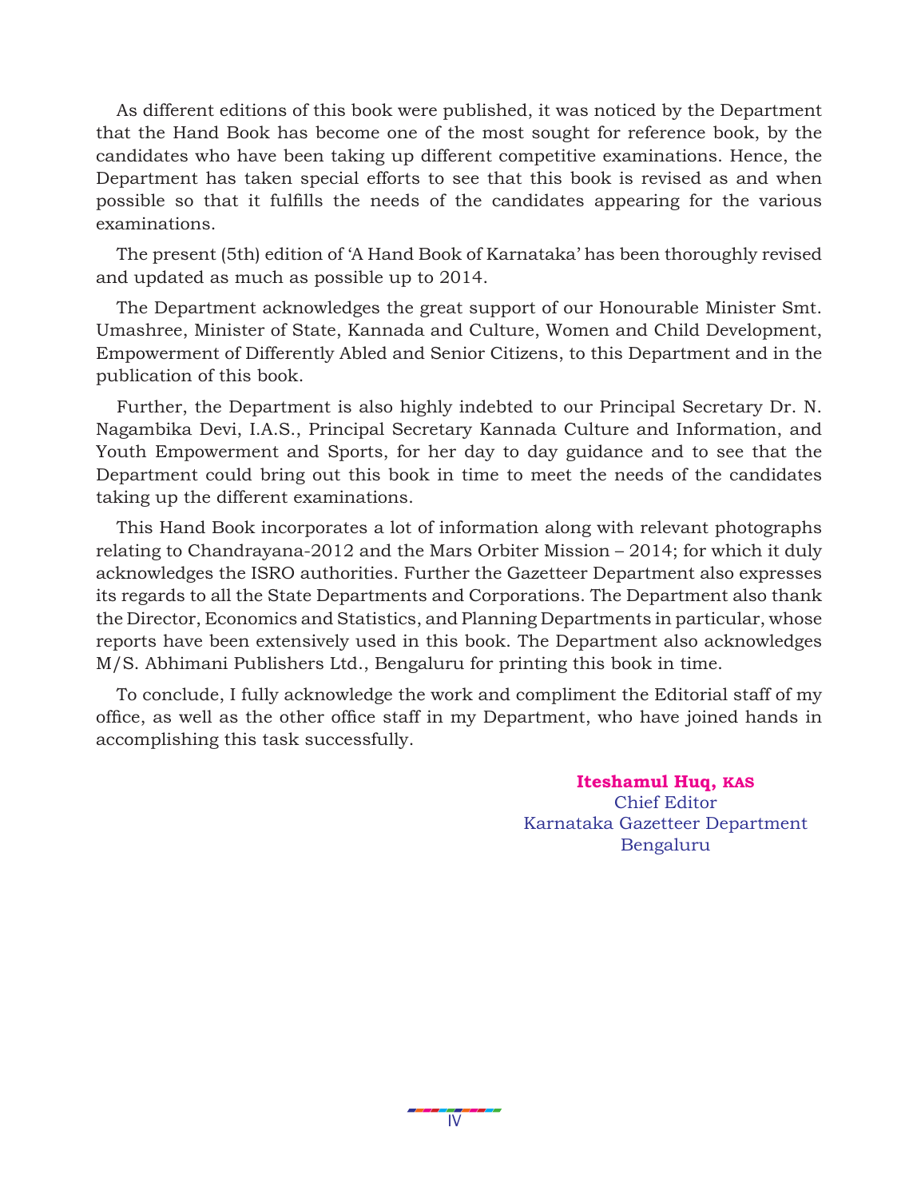As different editions of this book were published, it was noticed by the Department that the Hand Book has become one of the most sought for reference book, by the candidates who have been taking up different competitive examinations. Hence, the Department has taken special efforts to see that this book is revised as and when possible so that it fulfills the needs of the candidates appearing for the various examinations.

The present (5th) edition of 'A Hand Book of Karnataka' has been thoroughly revised and updated as much as possible up to 2014.

The Department acknowledges the great support of our Honourable Minister Smt. Umashree, Minister of State, Kannada and Culture, Women and Child Development, Empowerment of Differently Abled and Senior Citizens, to this Department and in the publication of this book.

Further, the Department is also highly indebted to our Principal Secretary Dr. N. Nagambika Devi, I.A.S., Principal Secretary Kannada Culture and Information, and Youth Empowerment and Sports, for her day to day guidance and to see that the Department could bring out this book in time to meet the needs of the candidates taking up the different examinations.

This Hand Book incorporates a lot of information along with relevant photographs relating to Chandrayana-2012 and the Mars Orbiter Mission – 2014; for which it duly acknowledges the ISRO authorities. Further the Gazetteer Department also expresses its regards to all the State Departments and Corporations. The Department also thank the Director, Economics and Statistics, and Planning Departments in particular, whose reports have been extensively used in this book. The Department also acknowledges M/S. Abhimani Publishers Ltd., Bengaluru for printing this book in time.

To conclude, I fully acknowledge the work and compliment the Editorial staff of my office, as well as the other office staff in my Department, who have joined hands in accomplishing this task successfully.

**Iteshamul Huq, KAS**
Chief Editor
Karnataka Gazetteer Department
Bengaluru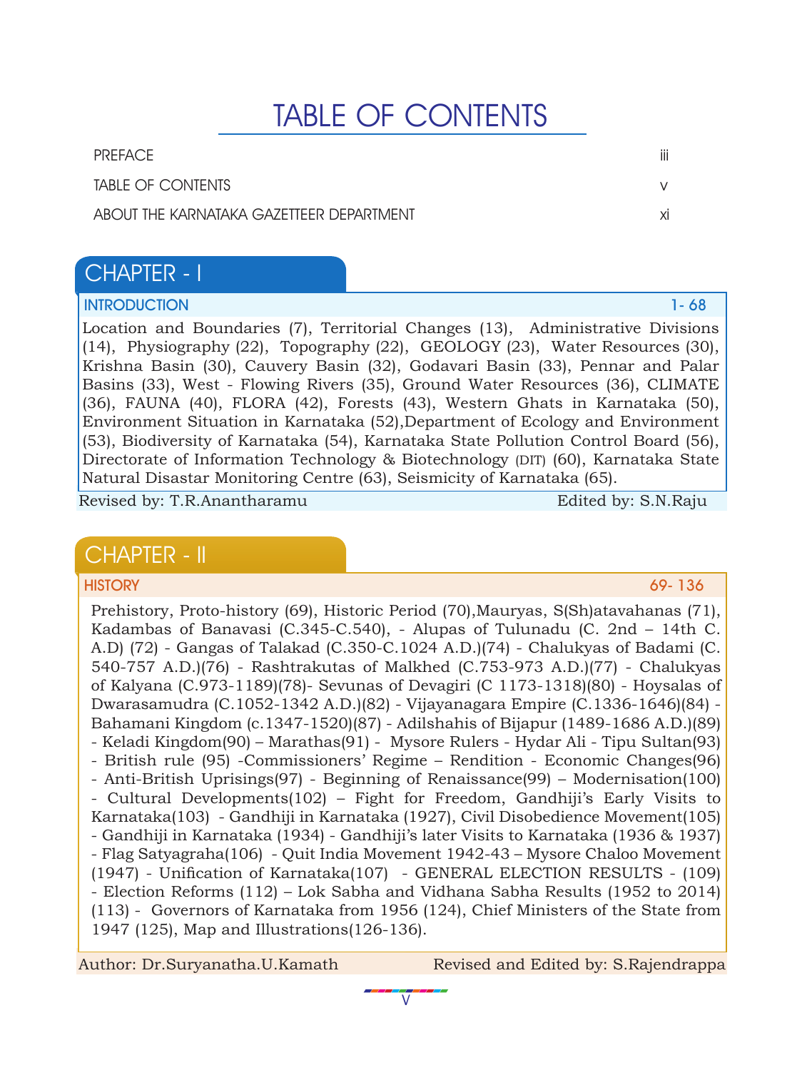# TABLE OF CONTENTS

| | |
|---|---|
| PREFACE | iii |
| TABLE OF CONTENTS | v |
| ABOUT THE KARNATAKA GAZETTEER DEPARTMENT | xi |

## CHAPTER - I

**INTRODUCTION** 1- 68

Location and Boundaries (7), Territorial Changes (13), Administrative Divisions (14), Physiography (22), Topography (22), GEOLOGY (23), Water Resources (30), Krishna Basin (30), Cauvery Basin (32), Godavari Basin (33), Pennar and Palar Basins (33), West - Flowing Rivers (35), Ground Water Resources (36), CLIMATE (36), FAUNA (40), FLORA (42), Forests (43), Western Ghats in Karnataka (50), Environment Situation in Karnataka (52),Department of Ecology and Environment (53), Biodiversity of Karnataka (54), Karnataka State Pollution Control Board (56), Directorate of Information Technology & Biotechnology (DIT) (60), Karnataka State Natural Disastar Monitoring Centre (63), Seismicity of Karnataka (65).

Revised by: T.R.Anantharamu Edited by: S.N.Raju

## CHAPTER - II

**HISTORY** 69- 136

Prehistory, Proto-history (69), Historic Period (70),Mauryas, S(Sh)atavahanas (71), Kadambas of Banavasi (C.345-C.540), - Alupas of Tulunadu (C. 2nd – 14th C. A.D) (72) - Gangas of Talakad (C.350-C.1024 A.D.)(74) - Chalukyas of Badami (C. 540-757 A.D.)(76) - Rashtrakutas of Malkhed (C.753-973 A.D.)(77) - Chalukyas of Kalyana (C.973-1189)(78)- Sevunas of Devagiri (C 1173-1318)(80) - Hoysalas of Dwarasamudra (C.1052-1342 A.D.)(82) - Vijayanagara Empire (C.1336-1646)(84) - Bahamani Kingdom (c.1347-1520)(87) - Adilshahis of Bijapur (1489-1686 A.D.)(89) - Keladi Kingdom(90) – Marathas(91) - Mysore Rulers - Hydar Ali - Tipu Sultan(93) - British rule (95) -Commissioners' Regime – Rendition - Economic Changes(96) - Anti-British Uprisings(97) - Beginning of Renaissance(99) – Modernisation(100) - Cultural Developments(102) – Fight for Freedom, Gandhiji's Early Visits to Karnataka(103) - Gandhiji in Karnataka (1927), Civil Disobedience Movement(105) - Gandhiji in Karnataka (1934) - Gandhiji's later Visits to Karnataka (1936 & 1937) - Flag Satyagraha(106) - Quit India Movement 1942-43 – Mysore Chaloo Movement (1947) - Unification of Karnataka(107) - GENERAL ELECTION RESULTS - (109) - Election Reforms (112) – Lok Sabha and Vidhana Sabha Results (1952 to 2014) (113) - Governors of Karnataka from 1956 (124), Chief Ministers of the State from 1947 (125), Map and Illustrations(126-136).

Author: Dr.Suryanatha.U.Kamath Revised and Edited by: S.Rajendrappa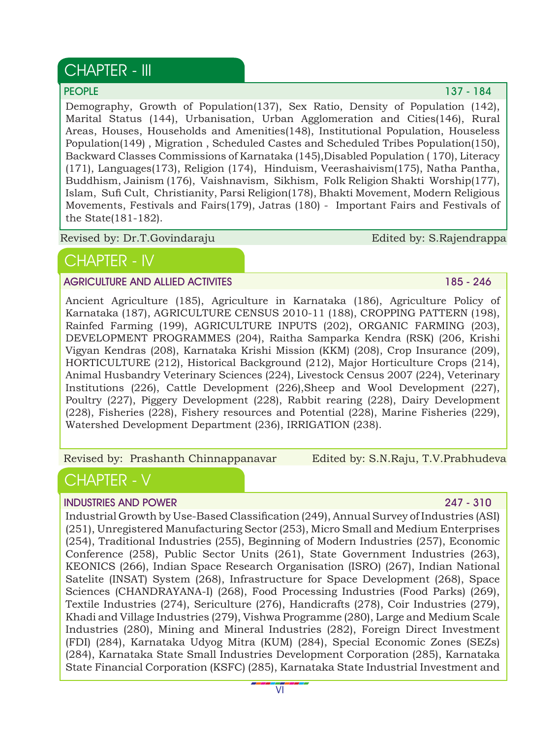## CHAPTER - III

**PEOPLE** 137 - 184

Demography, Growth of Population(137), Sex Ratio, Density of Population (142), Marital Status (144), Urbanisation, Urban Agglomeration and Cities(146), Rural Areas, Houses, Households and Amenities(148), Institutional Population, Houseless Population(149) , Migration , Scheduled Castes and Scheduled Tribes Population(150), Backward Classes Commissions of Karnataka (145),Disabled Population ( 170), Literacy (171), Languages(173), Religion (174), Hinduism, Veerashaivism(175), Natha Pantha, Buddhism, Jainism (176), Vaishnavism, Sikhism, Folk Religion Shakti Worship(177), Islam, Sufi Cult, Christianity, Parsi Religion(178), Bhakti Movement, Modern Religious Movements, Festivals and Fairs(179), Jatras (180) - Important Fairs and Festivals of the State(181-182).

Revised by: Dr.T.Govindaraju Edited by: S.Rajendrappa

## CHAPTER - IV

**AGRICULTURE AND ALLIED ACTIVITES** 185 - 246

Ancient Agriculture (185), Agriculture in Karnataka (186), Agriculture Policy of Karnataka (187), AGRICULTURE CENSUS 2010-11 (188), CROPPING PATTERN (198), Rainfed Farming (199), AGRICULTURE INPUTS (202), ORGANIC FARMING (203), DEVELOPMENT PROGRAMMES (204), Raitha Samparka Kendra (RSK) (206, Krishi Vigyan Kendras (208), Karnataka Krishi Mission (KKM) (208), Crop Insurance (209), HORTICULTURE (212), Historical Background (212), Major Horticulture Crops (214), Animal Husbandry Veterinary Sciences (224), Livestock Census 2007 (224), Veterinary Institutions (226), Cattle Development (226),Sheep and Wool Development (227), Poultry (227), Piggery Development (228), Rabbit rearing (228), Dairy Development (228), Fisheries (228), Fishery resources and Potential (228), Marine Fisheries (229), Watershed Development Department (236), IRRIGATION (238).

Revised by: Prashanth Chinnappanavar Edited by: S.N.Raju, T.V.Prabhudeva

## CHAPTER - V

**INDUSTRIES AND POWER** 247 - 310

Industrial Growth by Use-Based Classification (249), Annual Survey of Industries (ASI) (251), Unregistered Manufacturing Sector (253), Micro Small and Medium Enterprises (254), Traditional Industries (255), Beginning of Modern Industries (257), Economic Conference (258), Public Sector Units (261), State Government Industries (263), KEONICS (266), Indian Space Research Organisation (ISRO) (267), Indian National Satelite (INSAT) System (268), Infrastructure for Space Development (268), Space Sciences (CHANDRAYANA-I) (268), Food Processing Industries (Food Parks) (269), Textile Industries (274), Sericulture (276), Handicrafts (278), Coir Industries (279), Khadi and Village Industries (279), Vishwa Programme (280), Large and Medium Scale Industries (280), Mining and Mineral Industries (282), Foreign Direct Investment (FDI) (284), Karnataka Udyog Mitra (KUM) (284), Special Economic Zones (SEZs) (284), Karnataka State Small Industries Development Corporation (285), Karnataka State Financial Corporation (KSFC) (285), Karnataka State Industrial Investment and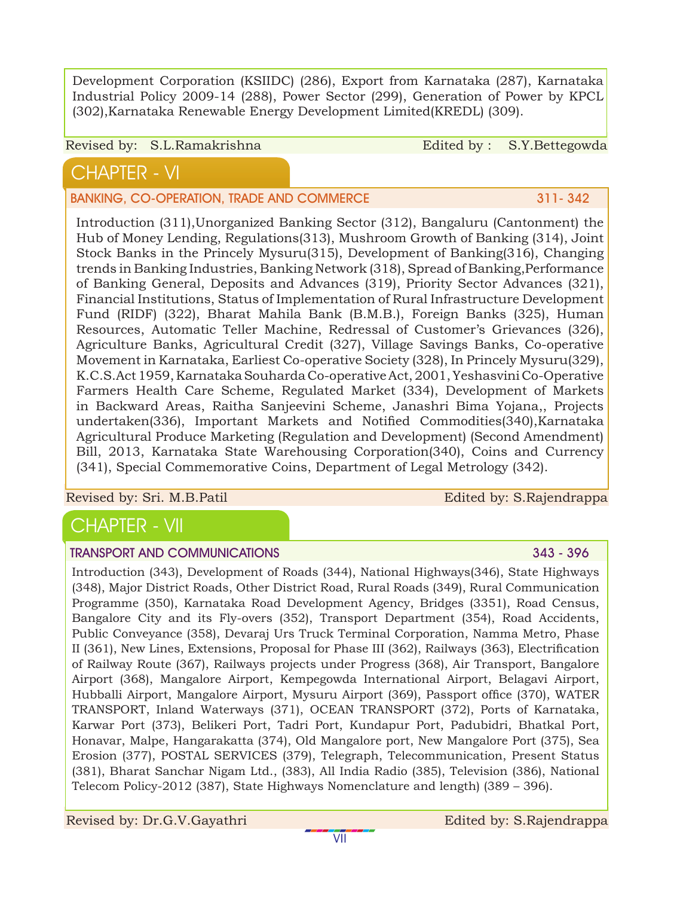Development Corporation (KSIIDC) (286), Export from Karnataka (287), Karnataka Industrial Policy 2009-14 (288), Power Sector (299), Generation of Power by KPCL (302),Karnataka Renewable Energy Development Limited(KREDL) (309).

Revised by: S.L.Ramakrishna | Edited by : S.Y.Bettegowda

## CHAPTER - VI

### BANKING, CO-OPERATION, TRADE AND COMMERCE 311- 342

Introduction (311),Unorganized Banking Sector (312), Bangaluru (Cantonment) the Hub of Money Lending, Regulations(313), Mushroom Growth of Banking (314), Joint Stock Banks in the Princely Mysuru(315), Development of Banking(316), Changing trends in Banking Industries, Banking Network (318), Spread of Banking,Performance of Banking General, Deposits and Advances (319), Priority Sector Advances (321), Financial Institutions, Status of Implementation of Rural Infrastructure Development Fund (RIDF) (322), Bharat Mahila Bank (B.M.B.), Foreign Banks (325), Human Resources, Automatic Teller Machine, Redressal of Customer's Grievances (326), Agriculture Banks, Agricultural Credit (327), Village Savings Banks, Co-operative Movement in Karnataka, Earliest Co-operative Society (328), In Princely Mysuru(329), K.C.S.Act 1959, Karnataka Souharda Co-operative Act, 2001, Yeshasvini Co-Operative Farmers Health Care Scheme, Regulated Market (334), Development of Markets in Backward Areas, Raitha Sanjeevini Scheme, Janashri Bima Yojana,, Projects undertaken(336), Important Markets and Notified Commodities(340),Karnataka Agricultural Produce Marketing (Regulation and Development) (Second Amendment) Bill, 2013, Karnataka State Warehousing Corporation(340), Coins and Currency (341), Special Commemorative Coins, Department of Legal Metrology (342).

Revised by: Sri. M.B.Patil | Edited by: S.Rajendrappa

## CHAPTER - VII

### TRANSPORT AND COMMUNICATIONS 343 - 396

Introduction (343), Development of Roads (344), National Highways(346), State Highways (348), Major District Roads, Other District Road, Rural Roads (349), Rural Communication Programme (350), Karnataka Road Development Agency, Bridges (3351), Road Census, Bangalore City and its Fly-overs (352), Transport Department (354), Road Accidents, Public Conveyance (358), Devaraj Urs Truck Terminal Corporation, Namma Metro, Phase II (361), New Lines, Extensions, Proposal for Phase III (362), Railways (363), Electrification of Railway Route (367), Railways projects under Progress (368), Air Transport, Bangalore Airport (368), Mangalore Airport, Kempegowda International Airport, Belagavi Airport, Hubballi Airport, Mangalore Airport, Mysuru Airport (369), Passport office (370), WATER TRANSPORT, Inland Waterways (371), OCEAN TRANSPORT (372), Ports of Karnataka, Karwar Port (373), Belikeri Port, Tadri Port, Kundapur Port, Padubidri, Bhatkal Port, Honavar, Malpe, Hangarakatta (374), Old Mangalore port, New Mangalore Port (375), Sea Erosion (377), POSTAL SERVICES (379), Telegraph, Telecommunication, Present Status (381), Bharat Sanchar Nigam Ltd., (383), All India Radio (385), Television (386), National Telecom Policy-2012 (387), State Highways Nomenclature and length) (389 – 396).

Revised by: Dr.G.V.Gayathri | Edited by: S.Rajendrappa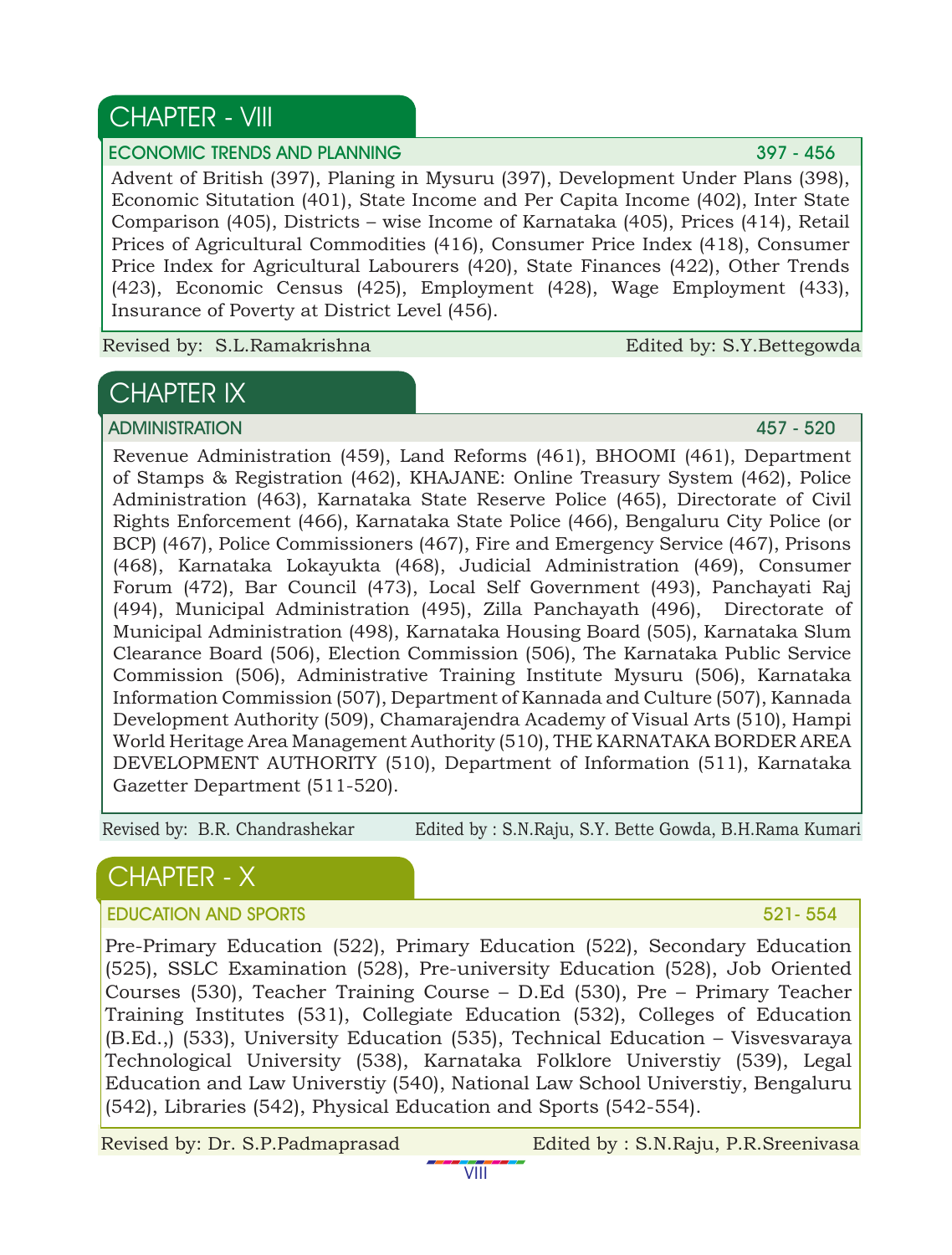## CHAPTER - VIII

**ECONOMIC TRENDS AND PLANNING** 397 - 456

Advent of British (397), Planing in Mysuru (397), Development Under Plans (398), Economic Situtation (401), State Income and Per Capita Income (402), Inter State Comparison (405), Districts – wise Income of Karnataka (405), Prices (414), Retail Prices of Agricultural Commodities (416), Consumer Price Index (418), Consumer Price Index for Agricultural Labourers (420), State Finances (422), Other Trends (423), Economic Census (425), Employment (428), Wage Employment (433), Insurance of Poverty at District Level (456).

Revised by: S.L.Ramakrishna Edited by: S.Y.Bettegowda

## CHAPTER IX

**ADMINISTRATION** 457 - 520

Revenue Administration (459), Land Reforms (461), BHOOMI (461), Department of Stamps & Registration (462), KHAJANE: Online Treasury System (462), Police Administration (463), Karnataka State Reserve Police (465), Directorate of Civil Rights Enforcement (466), Karnataka State Police (466), Bengaluru City Police (or BCP) (467), Police Commissioners (467), Fire and Emergency Service (467), Prisons (468), Karnataka Lokayukta (468), Judicial Administration (469), Consumer Forum (472), Bar Council (473), Local Self Government (493), Panchayati Raj (494), Municipal Administration (495), Zilla Panchayath (496), Directorate of Municipal Administration (498), Karnataka Housing Board (505), Karnataka Slum Clearance Board (506), Election Commission (506), The Karnataka Public Service Commission (506), Administrative Training Institute Mysuru (506), Karnataka Information Commission (507), Department of Kannada and Culture (507), Kannada Development Authority (509), Chamarajendra Academy of Visual Arts (510), Hampi World Heritage Area Management Authority (510), THE KARNATAKA BORDER AREA DEVELOPMENT AUTHORITY (510), Department of Information (511), Karnataka Gazetter Department (511-520).

Revised by: B.R. Chandrashekar Edited by : S.N.Raju, S.Y. Bette Gowda, B.H.Rama Kumari

## CHAPTER - X

**EDUCATION AND SPORTS** 521- 554

Pre-Primary Education (522), Primary Education (522), Secondary Education (525), SSLC Examination (528), Pre-university Education (528), Job Oriented Courses (530), Teacher Training Course – D.Ed (530), Pre – Primary Teacher Training Institutes (531), Collegiate Education (532), Colleges of Education (B.Ed.,) (533), University Education (535), Technical Education – Visvesvaraya Technological University (538), Karnataka Folklore Universtiy (539), Legal Education and Law Universtiy (540), National Law School Universtiy, Bengaluru (542), Libraries (542), Physical Education and Sports (542-554).

Revised by: Dr. S.P.Padmaprasad Edited by : S.N.Raju, P.R.Sreenivasa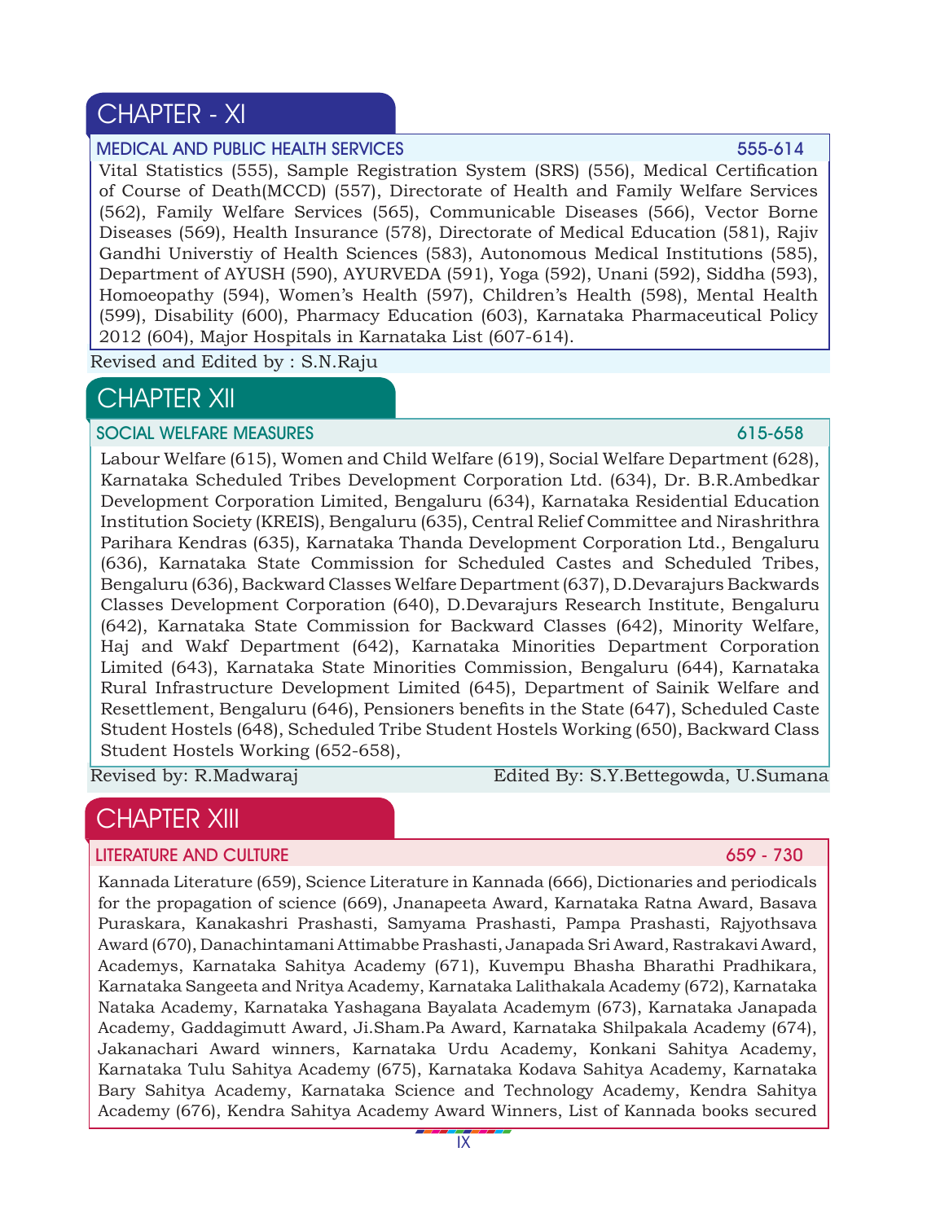## CHAPTER - XI

**MEDICAL AND PUBLIC HEALTH SERVICES** 555-614

Vital Statistics (555), Sample Registration System (SRS) (556), Medical Certification of Course of Death(MCCD) (557), Directorate of Health and Family Welfare Services (562), Family Welfare Services (565), Communicable Diseases (566), Vector Borne Diseases (569), Health Insurance (578), Directorate of Medical Education (581), Rajiv Gandhi Universtiy of Health Sciences (583), Autonomous Medical Institutions (585), Department of AYUSH (590), AYURVEDA (591), Yoga (592), Unani (592), Siddha (593), Homoeopathy (594), Women's Health (597), Children's Health (598), Mental Health (599), Disability (600), Pharmacy Education (603), Karnataka Pharmaceutical Policy 2012 (604), Major Hospitals in Karnataka List (607-614).

Revised and Edited by : S.N.Raju

## CHAPTER XII

**SOCIAL WELFARE MEASURES** 615-658

Labour Welfare (615), Women and Child Welfare (619), Social Welfare Department (628), Karnataka Scheduled Tribes Development Corporation Ltd. (634), Dr. B.R.Ambedkar Development Corporation Limited, Bengaluru (634), Karnataka Residential Education Institution Society (KREIS), Bengaluru (635), Central Relief Committee and Nirashrithra Parihara Kendras (635), Karnataka Thanda Development Corporation Ltd., Bengaluru (636), Karnataka State Commission for Scheduled Castes and Scheduled Tribes, Bengaluru (636), Backward Classes Welfare Department (637), D.Devarajurs Backwards Classes Development Corporation (640), D.Devarajurs Research Institute, Bengaluru (642), Karnataka State Commission for Backward Classes (642), Minority Welfare, Haj and Wakf Department (642), Karnataka Minorities Department Corporation Limited (643), Karnataka State Minorities Commission, Bengaluru (644), Karnataka Rural Infrastructure Development Limited (645), Department of Sainik Welfare and Resettlement, Bengaluru (646), Pensioners benefits in the State (647), Scheduled Caste Student Hostels (648), Scheduled Tribe Student Hostels Working (650), Backward Class Student Hostels Working (652-658),

Revised by: R.Madwaraj        Edited By: S.Y.Bettegowda, U.Sumana

## CHAPTER XIII

**LITERATURE AND CULTURE** 659 - 730

Kannada Literature (659), Science Literature in Kannada (666), Dictionaries and periodicals for the propagation of science (669), Jnanapeeta Award, Karnataka Ratna Award, Basava Puraskara, Kanakashri Prashasti, Samyama Prashasti, Pampa Prashasti, Rajyothsava Award (670), Danachintamani Attimabbe Prashasti, Janapada Sri Award, Rastrakavi Award, Academys, Karnataka Sahitya Academy (671), Kuvempu Bhasha Bharathi Pradhikara, Karnataka Sangeeta and Nritya Academy, Karnataka Lalithakala Academy (672), Karnataka Nataka Academy, Karnataka Yashagana Bayalata Academym (673), Karnataka Janapada Academy, Gaddagimutt Award, Ji.Sham.Pa Award, Karnataka Shilpakala Academy (674), Jakanachari Award winners, Karnataka Urdu Academy, Konkani Sahitya Academy, Karnataka Tulu Sahitya Academy (675), Karnataka Kodava Sahitya Academy, Karnataka Bary Sahitya Academy, Karnataka Science and Technology Academy, Kendra Sahitya Academy (676), Kendra Sahitya Academy Award Winners, List of Kannada books secured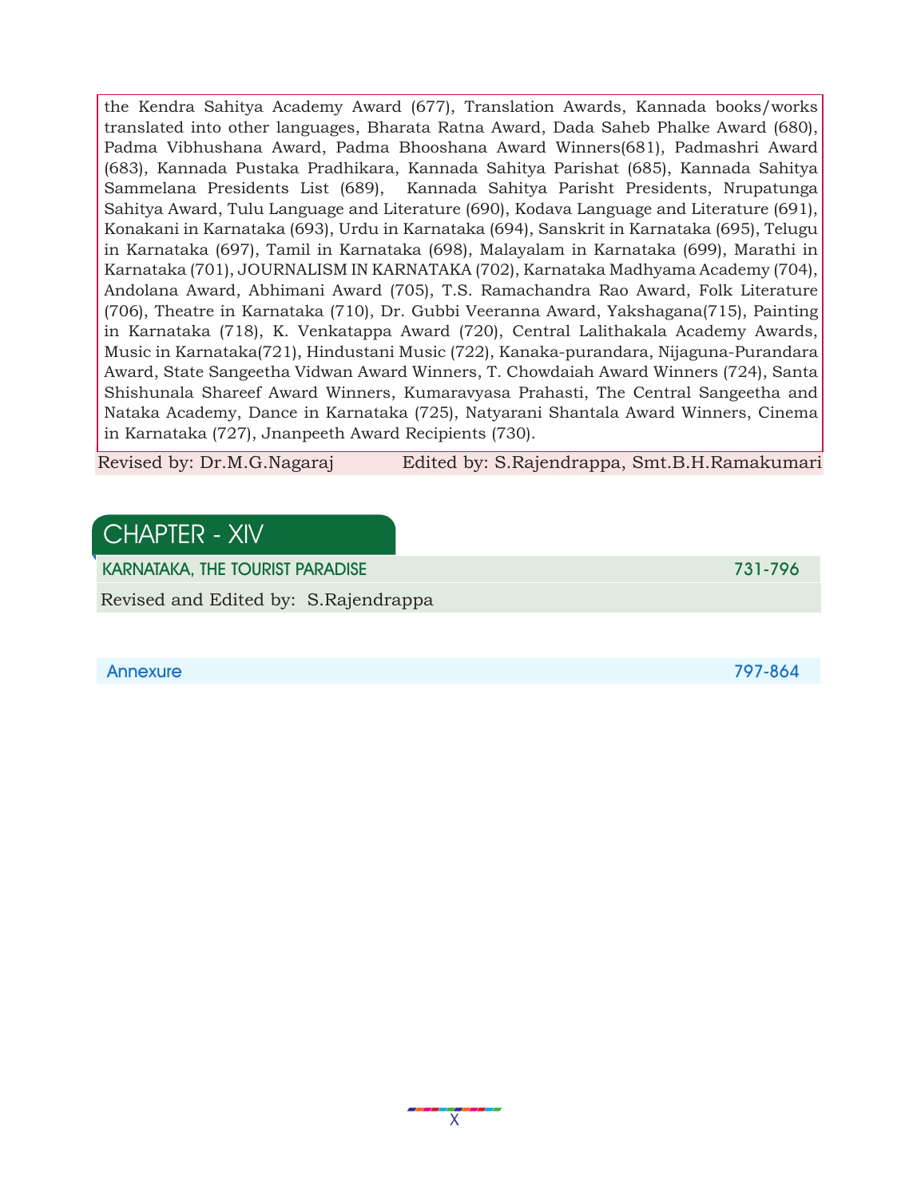the Kendra Sahitya Academy Award (677), Translation Awards, Kannada books/works translated into other languages, Bharata Ratna Award, Dada Saheb Phalke Award (680), Padma Vibhushana Award, Padma Bhooshana Award Winners(681), Padmashri Award (683), Kannada Pustaka Pradhikara, Kannada Sahitya Parishat (685), Kannada Sahitya Sammelana Presidents List (689), Kannada Sahitya Parisht Presidents, Nrupatunga Sahitya Award, Tulu Language and Literature (690), Kodava Language and Literature (691), Konakani in Karnataka (693), Urdu in Karnataka (694), Sanskrit in Karnataka (695), Telugu in Karnataka (697), Tamil in Karnataka (698), Malayalam in Karnataka (699), Marathi in Karnataka (701), JOURNALISM IN KARNATAKA (702), Karnataka Madhyama Academy (704), Andolana Award, Abhimani Award (705), T.S. Ramachandra Rao Award, Folk Literature (706), Theatre in Karnataka (710), Dr. Gubbi Veeranna Award, Yakshagana(715), Painting in Karnataka (718), K. Venkatappa Award (720), Central Lalithakala Academy Awards, Music in Karnataka(721), Hindustani Music (722), Kanaka-purandara, Nijaguna-Purandara Award, State Sangeetha Vidwan Award Winners, T. Chowdaiah Award Winners (724), Santa Shishunala Shareef Award Winners, Kumaravyasa Prahasti, The Central Sangeetha and Nataka Academy, Dance in Karnataka (725), Natyarani Shantala Award Winners, Cinema in Karnataka (727), Jnanpeeth Award Recipients (730).

Revised by: Dr.M.G.Nagaraj Edited by: S.Rajendrappa, Smt.B.H.Ramakumari

## CHAPTER - XIV

**KARNATAKA, THE TOURIST PARADISE** 731-796

Revised and Edited by: S.Rajendrappa

**Annexure** 797-864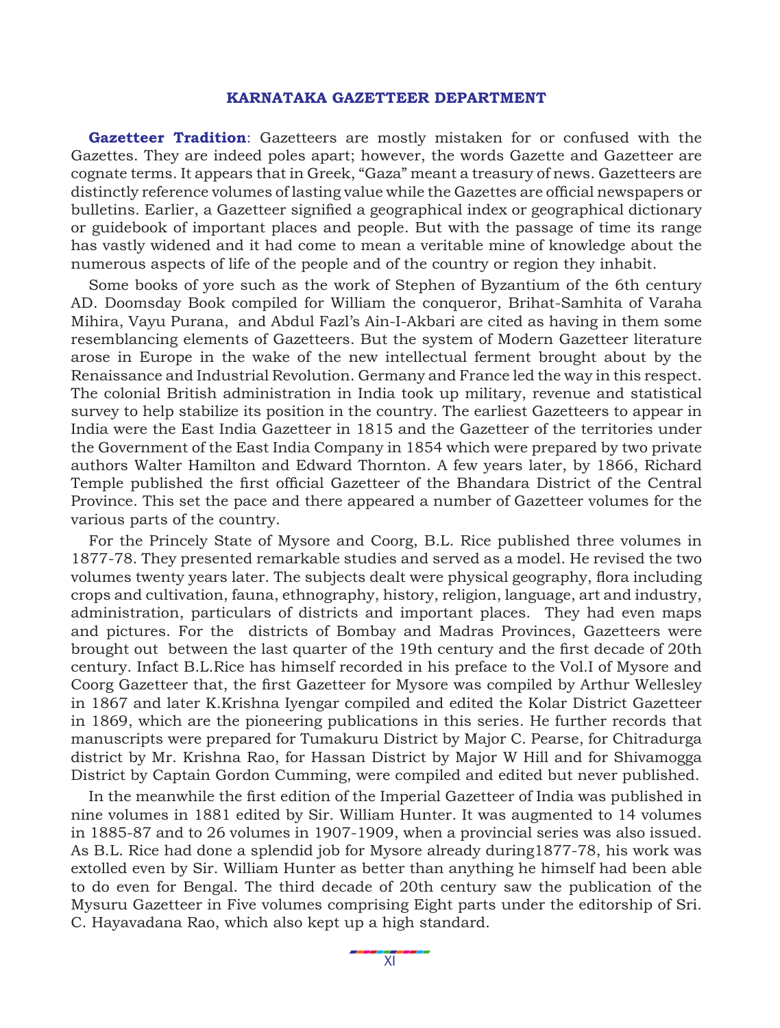## KARNATAKA GAZETTEER DEPARTMENT

**Gazetteer Tradition**: Gazetteers are mostly mistaken for or confused with the Gazettes. They are indeed poles apart; however, the words Gazette and Gazetteer are cognate terms. It appears that in Greek, "Gaza" meant a treasury of news. Gazetteers are distinctly reference volumes of lasting value while the Gazettes are official newspapers or bulletins. Earlier, a Gazetteer signified a geographical index or geographical dictionary or guidebook of important places and people. But with the passage of time its range has vastly widened and it had come to mean a veritable mine of knowledge about the numerous aspects of life of the people and of the country or region they inhabit.

Some books of yore such as the work of Stephen of Byzantium of the 6th century AD. Doomsday Book compiled for William the conqueror, Brihat-Samhita of Varaha Mihira, Vayu Purana, and Abdul Fazl's Ain-I-Akbari are cited as having in them some resemblancing elements of Gazetteers. But the system of Modern Gazetteer literature arose in Europe in the wake of the new intellectual ferment brought about by the Renaissance and Industrial Revolution. Germany and France led the way in this respect. The colonial British administration in India took up military, revenue and statistical survey to help stabilize its position in the country. The earliest Gazetteers to appear in India were the East India Gazetteer in 1815 and the Gazetteer of the territories under the Government of the East India Company in 1854 which were prepared by two private authors Walter Hamilton and Edward Thornton. A few years later, by 1866, Richard Temple published the first official Gazetteer of the Bhandara District of the Central Province. This set the pace and there appeared a number of Gazetteer volumes for the various parts of the country.

For the Princely State of Mysore and Coorg, B.L. Rice published three volumes in 1877-78. They presented remarkable studies and served as a model. He revised the two volumes twenty years later. The subjects dealt were physical geography, flora including crops and cultivation, fauna, ethnography, history, religion, language, art and industry, administration, particulars of districts and important places. They had even maps and pictures. For the districts of Bombay and Madras Provinces, Gazetteers were brought out between the last quarter of the 19th century and the first decade of 20th century. Infact B.L.Rice has himself recorded in his preface to the Vol.I of Mysore and Coorg Gazetteer that, the first Gazetteer for Mysore was compiled by Arthur Wellesley in 1867 and later K.Krishna Iyengar compiled and edited the Kolar District Gazetteer in 1869, which are the pioneering publications in this series. He further records that manuscripts were prepared for Tumakuru District by Major C. Pearse, for Chitradurga district by Mr. Krishna Rao, for Hassan District by Major W Hill and for Shivamogga District by Captain Gordon Cumming, were compiled and edited but never published.

In the meanwhile the first edition of the Imperial Gazetteer of India was published in nine volumes in 1881 edited by Sir. William Hunter. It was augmented to 14 volumes in 1885-87 and to 26 volumes in 1907-1909, when a provincial series was also issued. As B.L. Rice had done a splendid job for Mysore already during1877-78, his work was extolled even by Sir. William Hunter as better than anything he himself had been able to do even for Bengal. The third decade of 20th century saw the publication of the Mysuru Gazetteer in Five volumes comprising Eight parts under the editorship of Sri. C. Hayavadana Rao, which also kept up a high standard.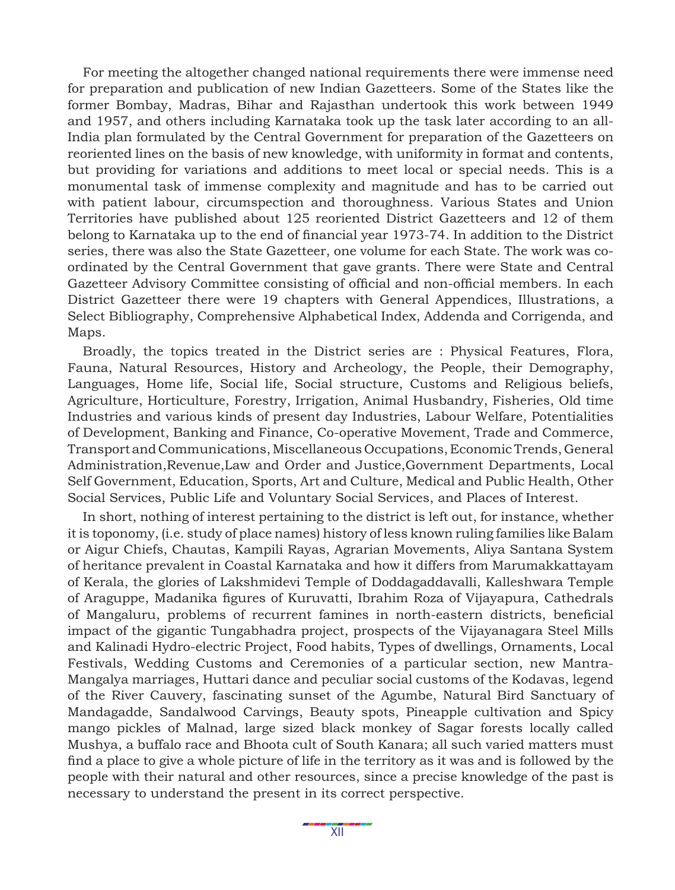For meeting the altogether changed national requirements there were immense need for preparation and publication of new Indian Gazetteers. Some of the States like the former Bombay, Madras, Bihar and Rajasthan undertook this work between 1949 and 1957, and others including Karnataka took up the task later according to an all-India plan formulated by the Central Government for preparation of the Gazetteers on reoriented lines on the basis of new knowledge, with uniformity in format and contents, but providing for variations and additions to meet local or special needs. This is a monumental task of immense complexity and magnitude and has to be carried out with patient labour, circumspection and thoroughness. Various States and Union Territories have published about 125 reoriented District Gazetteers and 12 of them belong to Karnataka up to the end of financial year 1973-74. In addition to the District series, there was also the State Gazetteer, one volume for each State. The work was co-ordinated by the Central Government that gave grants. There were State and Central Gazetteer Advisory Committee consisting of official and non-official members. In each District Gazetteer there were 19 chapters with General Appendices, Illustrations, a Select Bibliography, Comprehensive Alphabetical Index, Addenda and Corrigenda, and Maps.

Broadly, the topics treated in the District series are : Physical Features, Flora, Fauna, Natural Resources, History and Archeology, the People, their Demography, Languages, Home life, Social life, Social structure, Customs and Religious beliefs, Agriculture, Horticulture, Forestry, Irrigation, Animal Husbandry, Fisheries, Old time Industries and various kinds of present day Industries, Labour Welfare, Potentialities of Development, Banking and Finance, Co-operative Movement, Trade and Commerce, Transport and Communications, Miscellaneous Occupations, Economic Trends, General Administration,Revenue,Law and Order and Justice,Government Departments, Local Self Government, Education, Sports, Art and Culture, Medical and Public Health, Other Social Services, Public Life and Voluntary Social Services, and Places of Interest.

In short, nothing of interest pertaining to the district is left out, for instance, whether it is toponomy, (i.e. study of place names) history of less known ruling families like Balam or Aigur Chiefs, Chautas, Kampili Rayas, Agrarian Movements, Aliya Santana System of heritance prevalent in Coastal Karnataka and how it differs from Marumakkattayam of Kerala, the glories of Lakshmidevi Temple of Doddagaddavalli, Kalleshwara Temple of Araguppe, Madanika figures of Kuruvatti, Ibrahim Roza of Vijayapura, Cathedrals of Mangaluru, problems of recurrent famines in north-eastern districts, beneficial impact of the gigantic Tungabhadra project, prospects of the Vijayanagara Steel Mills and Kalinadi Hydro-electric Project, Food habits, Types of dwellings, Ornaments, Local Festivals, Wedding Customs and Ceremonies of a particular section, new Mantra-Mangalya marriages, Huttari dance and peculiar social customs of the Kodavas, legend of the River Cauvery, fascinating sunset of the Agumbe, Natural Bird Sanctuary of Mandagadde, Sandalwood Carvings, Beauty spots, Pineapple cultivation and Spicy mango pickles of Malnad, large sized black monkey of Sagar forests locally called Mushya, a buffalo race and Bhoota cult of South Kanara; all such varied matters must find a place to give a whole picture of life in the territory as it was and is followed by the people with their natural and other resources, since a precise knowledge of the past is necessary to understand the present in its correct perspective.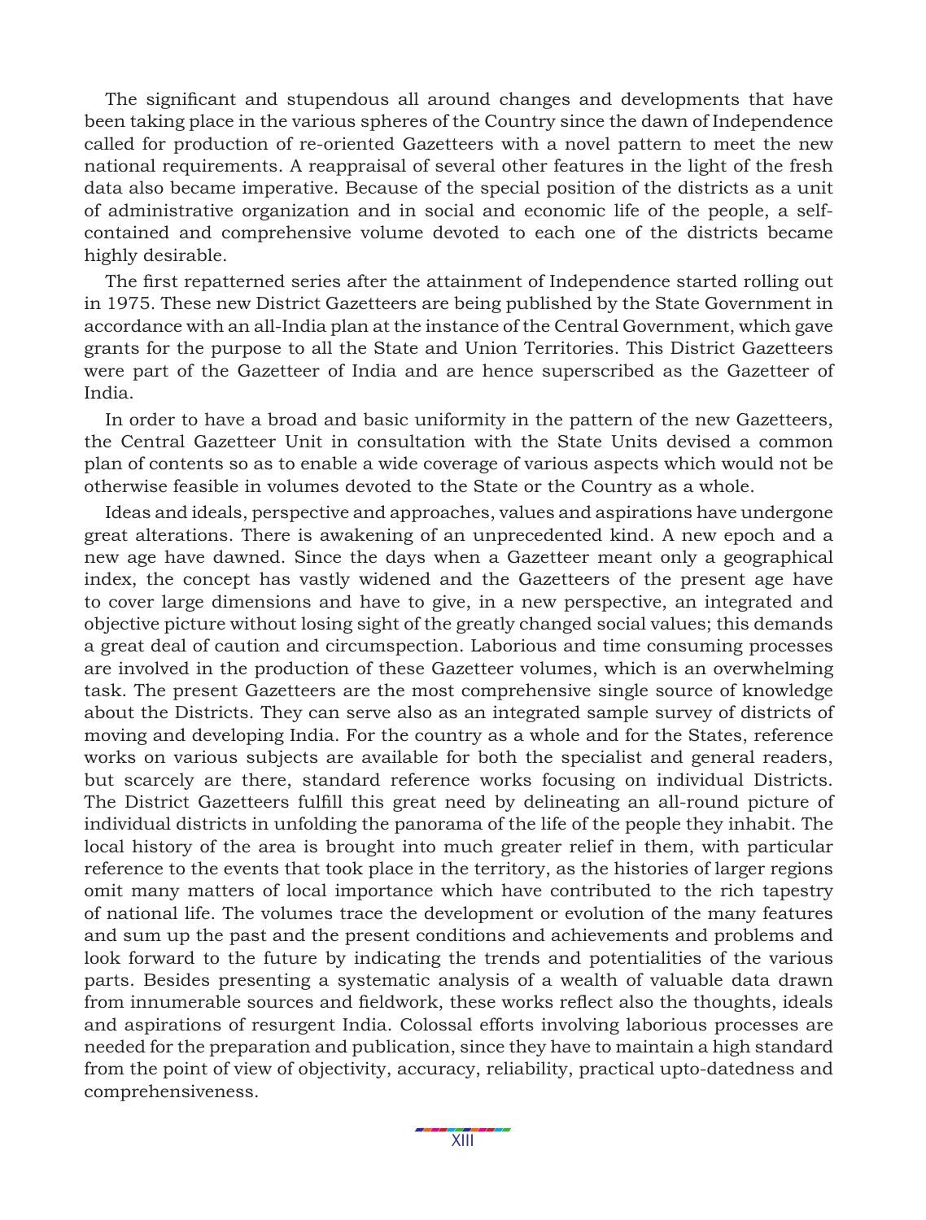The significant and stupendous all around changes and developments that have been taking place in the various spheres of the Country since the dawn of Independence called for production of re-oriented Gazetteers with a novel pattern to meet the new national requirements. A reappraisal of several other features in the light of the fresh data also became imperative. Because of the special position of the districts as a unit of administrative organization and in social and economic life of the people, a self-contained and comprehensive volume devoted to each one of the districts became highly desirable.

The first repatterned series after the attainment of Independence started rolling out in 1975. These new District Gazetteers are being published by the State Government in accordance with an all-India plan at the instance of the Central Government, which gave grants for the purpose to all the State and Union Territories. This District Gazetteers were part of the Gazetteer of India and are hence superscribed as the Gazetteer of India.

In order to have a broad and basic uniformity in the pattern of the new Gazetteers, the Central Gazetteer Unit in consultation with the State Units devised a common plan of contents so as to enable a wide coverage of various aspects which would not be otherwise feasible in volumes devoted to the State or the Country as a whole.

Ideas and ideals, perspective and approaches, values and aspirations have undergone great alterations. There is awakening of an unprecedented kind. A new epoch and a new age have dawned. Since the days when a Gazetteer meant only a geographical index, the concept has vastly widened and the Gazetteers of the present age have to cover large dimensions and have to give, in a new perspective, an integrated and objective picture without losing sight of the greatly changed social values; this demands a great deal of caution and circumspection. Laborious and time consuming processes are involved in the production of these Gazetteer volumes, which is an overwhelming task. The present Gazetteers are the most comprehensive single source of knowledge about the Districts. They can serve also as an integrated sample survey of districts of moving and developing India. For the country as a whole and for the States, reference works on various subjects are available for both the specialist and general readers, but scarcely are there, standard reference works focusing on individual Districts. The District Gazetteers fulfill this great need by delineating an all-round picture of individual districts in unfolding the panorama of the life of the people they inhabit. The local history of the area is brought into much greater relief in them, with particular reference to the events that took place in the territory, as the histories of larger regions omit many matters of local importance which have contributed to the rich tapestry of national life. The volumes trace the development or evolution of the many features and sum up the past and the present conditions and achievements and problems and look forward to the future by indicating the trends and potentialities of the various parts. Besides presenting a systematic analysis of a wealth of valuable data drawn from innumerable sources and fieldwork, these works reflect also the thoughts, ideals and aspirations of resurgent India. Colossal efforts involving laborious processes are needed for the preparation and publication, since they have to maintain a high standard from the point of view of objectivity, accuracy, reliability, practical upto-datedness and comprehensiveness.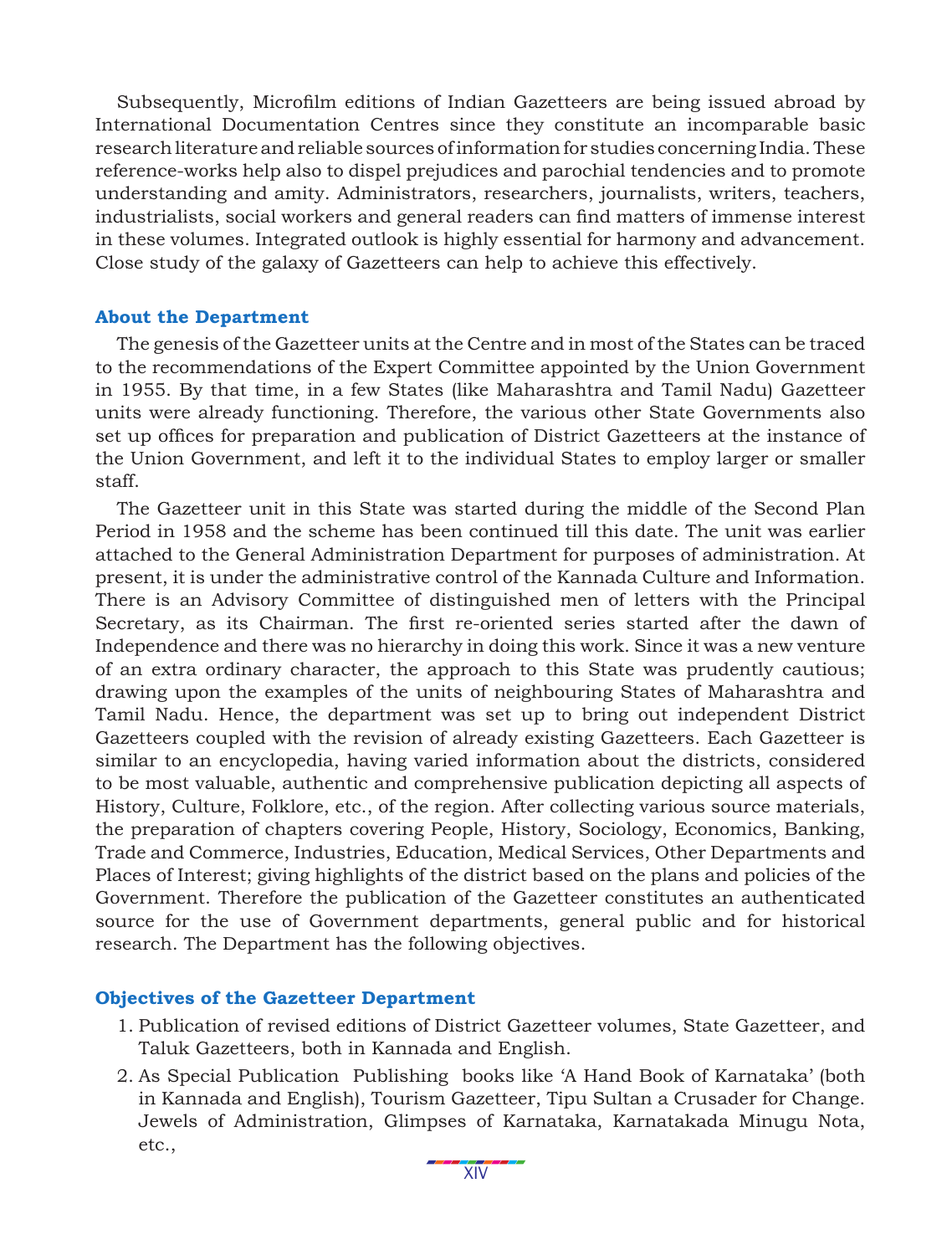Subsequently, Microfilm editions of Indian Gazetteers are being issued abroad by International Documentation Centres since they constitute an incomparable basic research literature and reliable sources of information for studies concerning India. These reference-works help also to dispel prejudices and parochial tendencies and to promote understanding and amity. Administrators, researchers, journalists, writers, teachers, industrialists, social workers and general readers can find matters of immense interest in these volumes. Integrated outlook is highly essential for harmony and advancement. Close study of the galaxy of Gazetteers can help to achieve this effectively.

### About the Department

The genesis of the Gazetteer units at the Centre and in most of the States can be traced to the recommendations of the Expert Committee appointed by the Union Government in 1955. By that time, in a few States (like Maharashtra and Tamil Nadu) Gazetteer units were already functioning. Therefore, the various other State Governments also set up offices for preparation and publication of District Gazetteers at the instance of the Union Government, and left it to the individual States to employ larger or smaller staff.

The Gazetteer unit in this State was started during the middle of the Second Plan Period in 1958 and the scheme has been continued till this date. The unit was earlier attached to the General Administration Department for purposes of administration. At present, it is under the administrative control of the Kannada Culture and Information. There is an Advisory Committee of distinguished men of letters with the Principal Secretary, as its Chairman. The first re-oriented series started after the dawn of Independence and there was no hierarchy in doing this work. Since it was a new venture of an extra ordinary character, the approach to this State was prudently cautious; drawing upon the examples of the units of neighbouring States of Maharashtra and Tamil Nadu. Hence, the department was set up to bring out independent District Gazetteers coupled with the revision of already existing Gazetteers. Each Gazetteer is similar to an encyclopedia, having varied information about the districts, considered to be most valuable, authentic and comprehensive publication depicting all aspects of History, Culture, Folklore, etc., of the region. After collecting various source materials, the preparation of chapters covering People, History, Sociology, Economics, Banking, Trade and Commerce, Industries, Education, Medical Services, Other Departments and Places of Interest; giving highlights of the district based on the plans and policies of the Government. Therefore the publication of the Gazetteer constitutes an authenticated source for the use of Government departments, general public and for historical research. The Department has the following objectives.

### Objectives of the Gazetteer Department

1. Publication of revised editions of District Gazetteer volumes, State Gazetteer, and Taluk Gazetteers, both in Kannada and English.
2. As Special Publication Publishing books like 'A Hand Book of Karnataka' (both in Kannada and English), Tourism Gazetteer, Tipu Sultan a Crusader for Change. Jewels of Administration, Glimpses of Karnataka, Karnatakada Minugu Nota, etc.,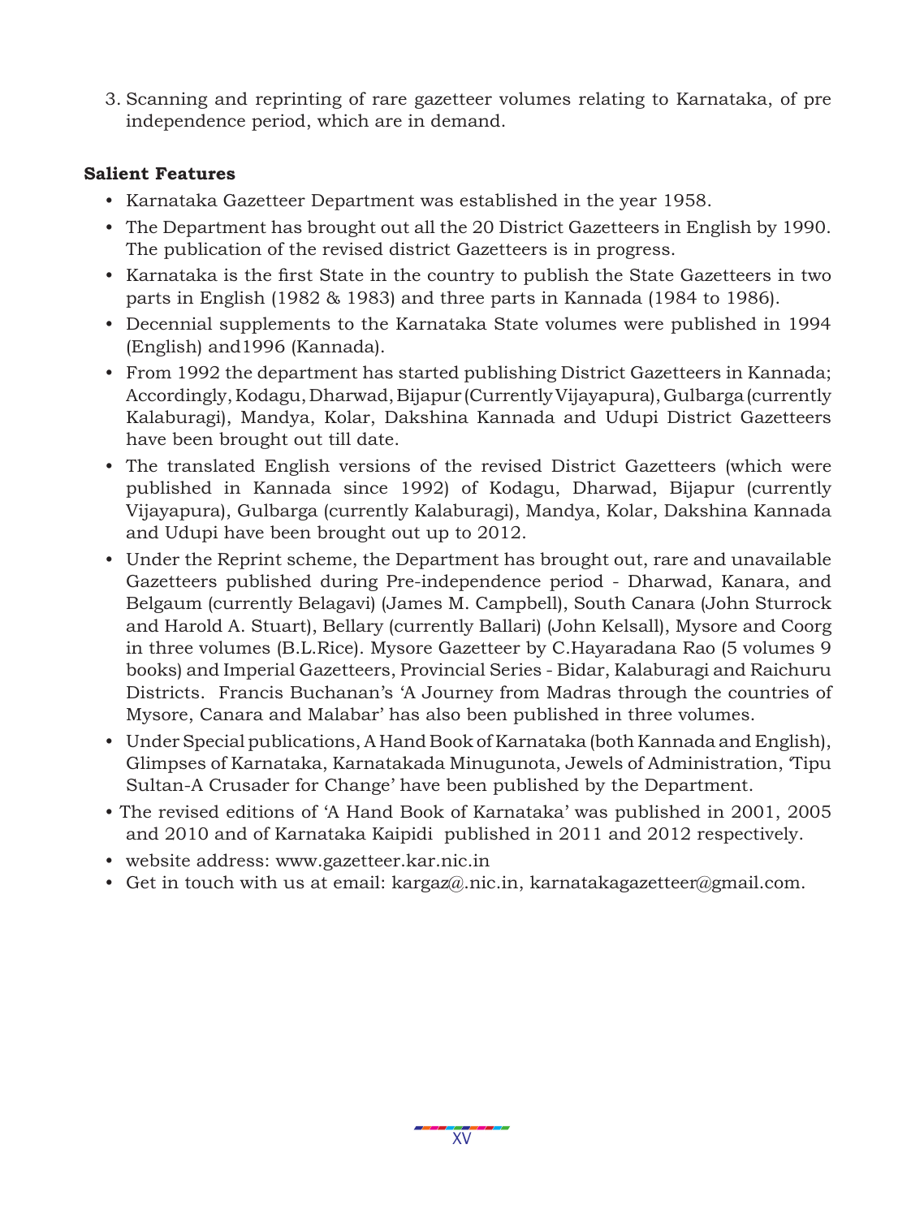3. Scanning and reprinting of rare gazetteer volumes relating to Karnataka, of pre independence period, which are in demand.

**Salient Features**

- Karnataka Gazetteer Department was established in the year 1958.
- The Department has brought out all the 20 District Gazetteers in English by 1990. The publication of the revised district Gazetteers is in progress.
- Karnataka is the first State in the country to publish the State Gazetteers in two parts in English (1982 & 1983) and three parts in Kannada (1984 to 1986).
- Decennial supplements to the Karnataka State volumes were published in 1994 (English) and1996 (Kannada).
- From 1992 the department has started publishing District Gazetteers in Kannada; Accordingly, Kodagu, Dharwad, Bijapur (Currently Vijayapura), Gulbarga (currently Kalaburagi), Mandya, Kolar, Dakshina Kannada and Udupi District Gazetteers have been brought out till date.
- The translated English versions of the revised District Gazetteers (which were published in Kannada since 1992) of Kodagu, Dharwad, Bijapur (currently Vijayapura), Gulbarga (currently Kalaburagi), Mandya, Kolar, Dakshina Kannada and Udupi have been brought out up to 2012.
- Under the Reprint scheme, the Department has brought out, rare and unavailable Gazetteers published during Pre-independence period - Dharwad, Kanara, and Belgaum (currently Belagavi) (James M. Campbell), South Canara (John Sturrock and Harold A. Stuart), Bellary (currently Ballari) (John Kelsall), Mysore and Coorg in three volumes (B.L.Rice). Mysore Gazetteer by C.Hayaradana Rao (5 volumes 9 books) and Imperial Gazetteers, Provincial Series - Bidar, Kalaburagi and Raichuru Districts. Francis Buchanan's 'A Journey from Madras through the countries of Mysore, Canara and Malabar' has also been published in three volumes.
- Under Special publications, A Hand Book of Karnataka (both Kannada and English), Glimpses of Karnataka, Karnatakada Minugunota, Jewels of Administration, 'Tipu Sultan-A Crusader for Change' have been published by the Department.
- The revised editions of 'A Hand Book of Karnataka' was published in 2001, 2005 and 2010 and of Karnataka Kaipidi published in 2011 and 2012 respectively.
- website address: www.gazetteer.kar.nic.in
- Get in touch with us at email: kargaz@.nic.in, karnatakagazetteer@gmail.com.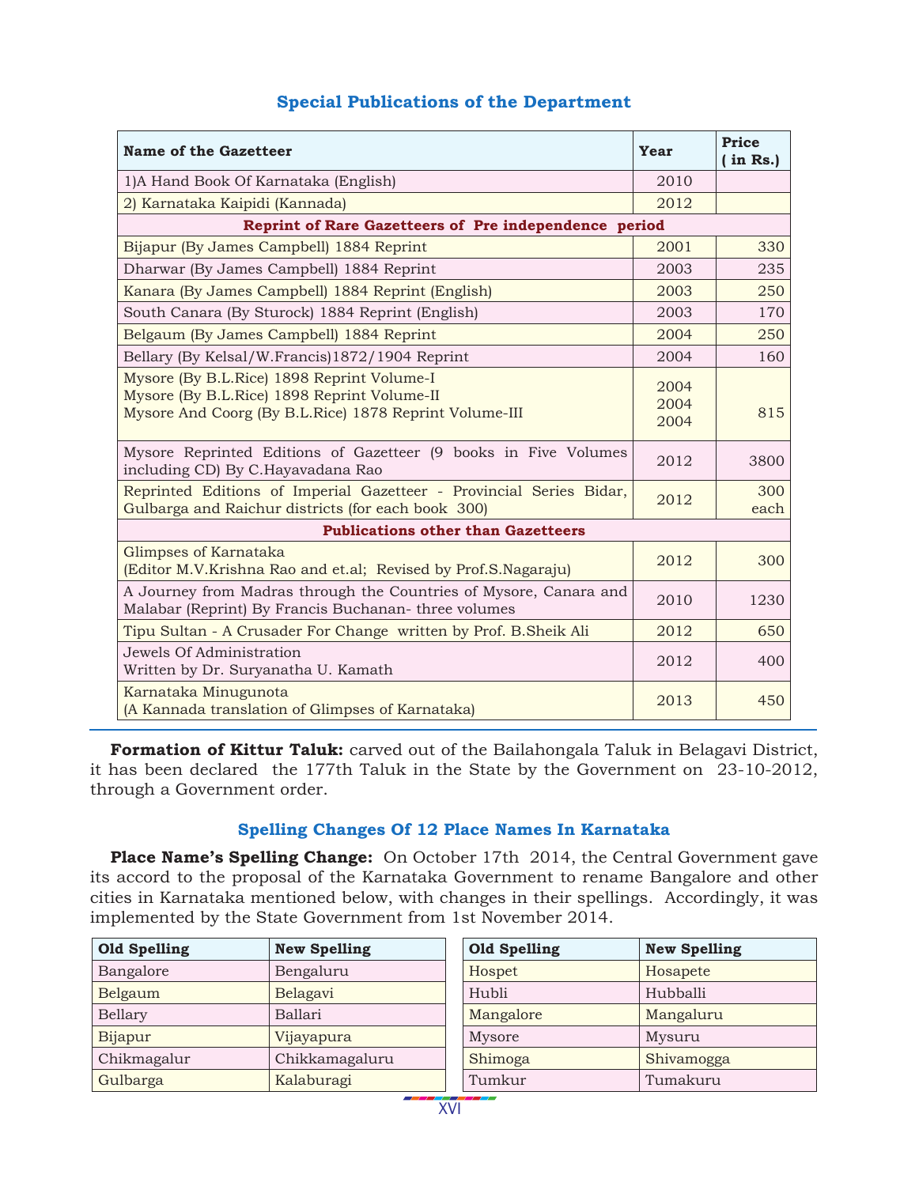## Special Publications of the Department

| Name of the Gazetteer | Year | Price ( in Rs.) |
|---|---|---|
| 1)A Hand Book Of Karnataka (English) | 2010 | |
| 2) Karnataka Kaipidi (Kannada) | 2012 | |
| **Reprint of Rare Gazetteers of Pre independence period** | | |
| Bijapur (By James Campbell) 1884 Reprint | 2001 | 330 |
| Dharwar (By James Campbell) 1884 Reprint | 2003 | 235 |
| Kanara (By James Campbell) 1884 Reprint (English) | 2003 | 250 |
| South Canara (By Sturock) 1884 Reprint (English) | 2003 | 170 |
| Belgaum (By James Campbell) 1884 Reprint | 2004 | 250 |
| Bellary (By Kelsal/W.Francis)1872/1904 Reprint | 2004 | 160 |
| Mysore (By B.L.Rice) 1898 Reprint Volume-I<br>Mysore (By B.L.Rice) 1898 Reprint Volume-II<br>Mysore And Coorg (By B.L.Rice) 1878 Reprint Volume-III | 2004<br>2004<br>2004 | 815 |
| Mysore Reprinted Editions of Gazetteer (9 books in Five Volumes including CD) By C.Hayavadana Rao | 2012 | 3800 |
| Reprinted Editions of Imperial Gazetteer - Provincial Series Bidar, Gulbarga and Raichur districts (for each book 300) | 2012 | 300 each |
| **Publications other than Gazetteers** | | |
| Glimpses of Karnataka<br>(Editor M.V.Krishna Rao and et.al; Revised by Prof.S.Nagaraju) | 2012 | 300 |
| A Journey from Madras through the Countries of Mysore, Canara and Malabar (Reprint) By Francis Buchanan- three volumes | 2010 | 1230 |
| Tipu Sultan - A Crusader For Change written by Prof. B.Sheik Ali | 2012 | 650 |
| Jewels Of Administration<br>Written by Dr. Suryanatha U. Kamath | 2012 | 400 |
| Karnataka Minugunota<br>(A Kannada translation of Glimpses of Karnataka) | 2013 | 450 |

**Formation of Kittur Taluk:** carved out of the Bailahongala Taluk in Belagavi District, it has been declared the 177th Taluk in the State by the Government on 23-10-2012, through a Government order.

### Spelling Changes Of 12 Place Names In Karnataka

**Place Name's Spelling Change:** On October 17th 2014, the Central Government gave its accord to the proposal of the Karnataka Government to rename Bangalore and other cities in Karnataka mentioned below, with changes in their spellings. Accordingly, it was implemented by the State Government from 1st November 2014.

| Old Spelling | New Spelling |
|---|---|
| Bangalore | Bengaluru |
| Belgaum | Belagavi |
| Bellary | Ballari |
| Bijapur | Vijayapura |
| Chikmagalur | Chikkamagaluru |
| Gulbarga | Kalaburagi |

| Old Spelling | New Spelling |
|---|---|
| Hospet | Hosapete |
| Hubli | Hubballi |
| Mangalore | Mangaluru |
| Mysore | Mysuru |
| Shimoga | Shivamogga |
| Tumkur | Tumakuru |